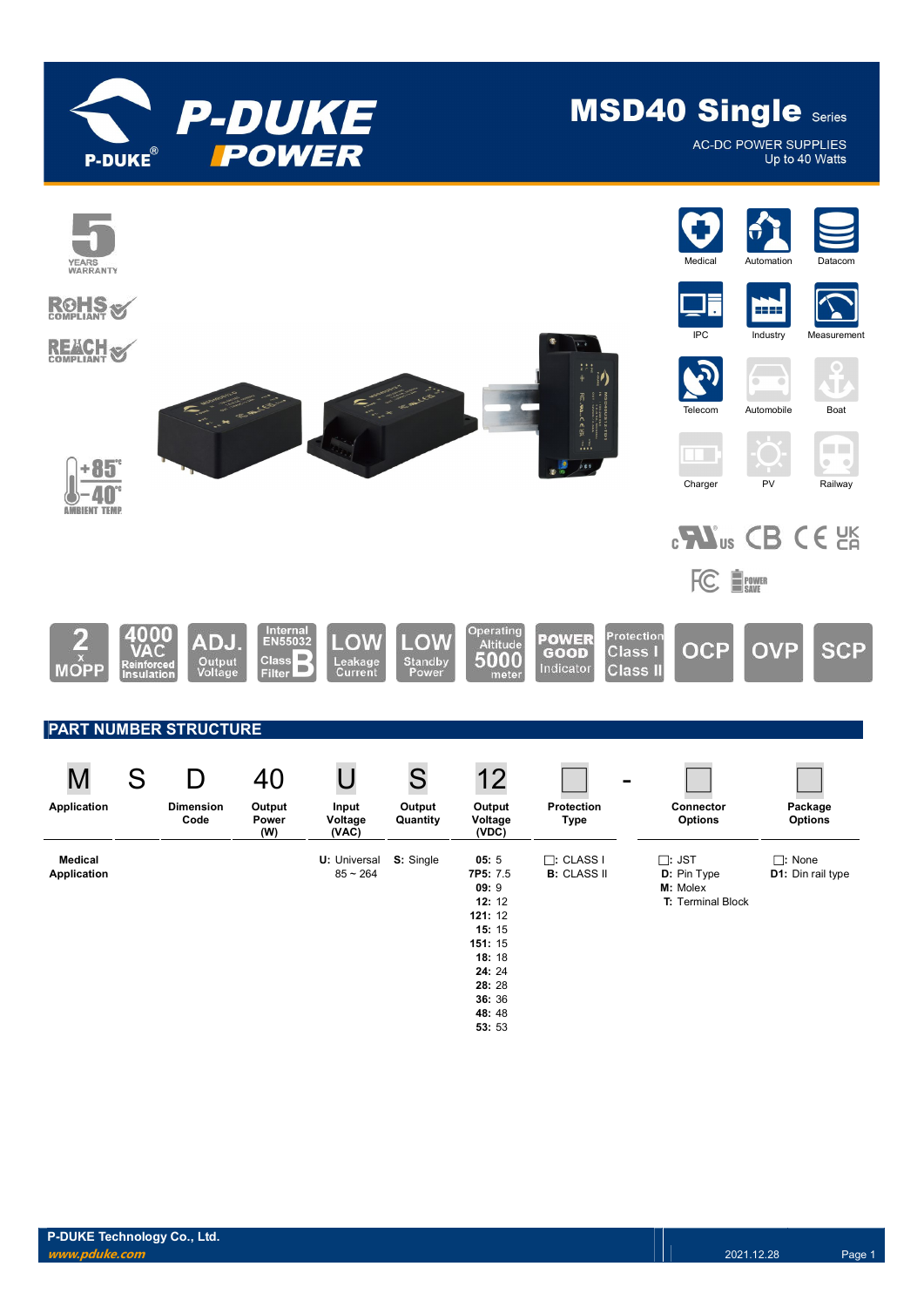# MSD40 Single Series

AC-DC POWER SUPPLIES
Up to 40 Watts

5 YEARS WARRANTY

ROHS COMPLIANT

REACH COMPLIANT

+85°C −40°C AMBIENT TEMP

Medical · Automation · Datacom · IPC · Industry · Measurement · Telecom · Automobile · Boat · Charger · PV · Railway

2 x MOPP | 4000 VAC Reinforced Insulation | ADJ. Output Voltage | Internal EN55032 Class B Filter | LOW Leakage Current | LOW Standby Power | Operating Altitude 5000 meter | POWER GOOD Indicator | Protection Class I Class II | OCP | OVP | SCP

## PART NUMBER STRUCTURE

| M | S | D | 40 | U | S | 12 | ☐ | - | ☐ | ☐ |
|---|---|---|---|---|---|---|---|---|---|---|
| Application | | Dimension Code | Output Power (W) | Input Voltage (VAC) | Output Quantity | Output Voltage (VDC) | Protection Type | | Connector Options | Package Options |
| **Medical Application** | | | | **U:** Universal 85 ~ 264 | **S:** Single | **05:** 5<br>**7P5:** 7.5<br>**09:** 9<br>**12:** 12<br>**121:** 12<br>**15:** 15<br>**151:** 15<br>**18:** 18<br>**24:** 24<br>**28:** 28<br>**36:** 36<br>**48:** 48<br>**53:** 53 | ☐: CLASS I<br>**B:** CLASS II | | ☐: JST<br>**D:** Pin Type<br>**M:** Molex<br>**T:** Terminal Block | ☐: None<br>**D1:** Din rail type |

P-DUKE Technology Co., Ltd.
www.pduke.com
2021.12.28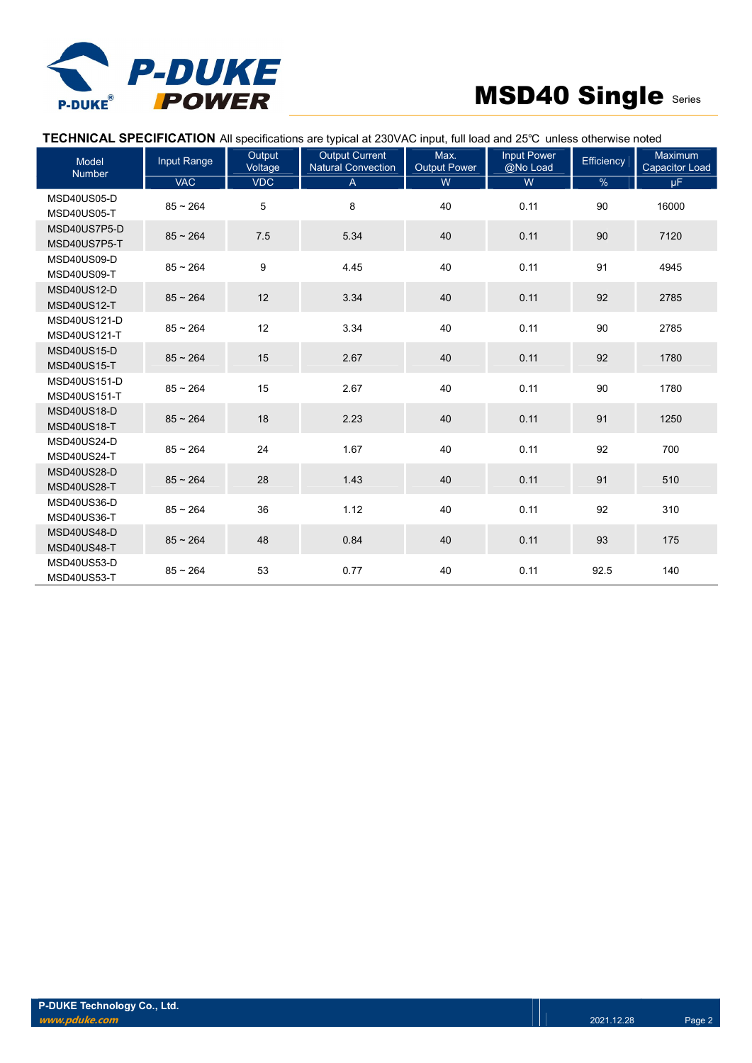## TECHNICAL SPECIFICATION

All specifications are typical at 230VAC input, full load and 25℃ unless otherwise noted

| Model Number | Input Range | Output Voltage | Output Current Natural Convection | Max. Output Power | Input Power @No Load | Efficiency | Maximum Capacitor Load |
|---|---|---|---|---|---|---|---|
| | VAC | VDC | A | W | W | % | µF |
| MSD40US05-D<br>MSD40US05-T | 85 ~ 264 | 5 | 8 | 40 | 0.11 | 90 | 16000 |
| MSD40US7P5-D<br>MSD40US7P5-T | 85 ~ 264 | 7.5 | 5.34 | 40 | 0.11 | 90 | 7120 |
| MSD40US09-D<br>MSD40US09-T | 85 ~ 264 | 9 | 4.45 | 40 | 0.11 | 91 | 4945 |
| MSD40US12-D<br>MSD40US12-T | 85 ~ 264 | 12 | 3.34 | 40 | 0.11 | 92 | 2785 |
| MSD40US121-D<br>MSD40US121-T | 85 ~ 264 | 12 | 3.34 | 40 | 0.11 | 90 | 2785 |
| MSD40US15-D<br>MSD40US15-T | 85 ~ 264 | 15 | 2.67 | 40 | 0.11 | 92 | 1780 |
| MSD40US151-D<br>MSD40US151-T | 85 ~ 264 | 15 | 2.67 | 40 | 0.11 | 90 | 1780 |
| MSD40US18-D<br>MSD40US18-T | 85 ~ 264 | 18 | 2.23 | 40 | 0.11 | 91 | 1250 |
| MSD40US24-D<br>MSD40US24-T | 85 ~ 264 | 24 | 1.67 | 40 | 0.11 | 92 | 700 |
| MSD40US28-D<br>MSD40US28-T | 85 ~ 264 | 28 | 1.43 | 40 | 0.11 | 91 | 510 |
| MSD40US36-D<br>MSD40US36-T | 85 ~ 264 | 36 | 1.12 | 40 | 0.11 | 92 | 310 |
| MSD40US48-D<br>MSD40US48-T | 85 ~ 264 | 48 | 0.84 | 40 | 0.11 | 93 | 175 |
| MSD40US53-D<br>MSD40US53-T | 85 ~ 264 | 53 | 0.77 | 40 | 0.11 | 92.5 | 140 |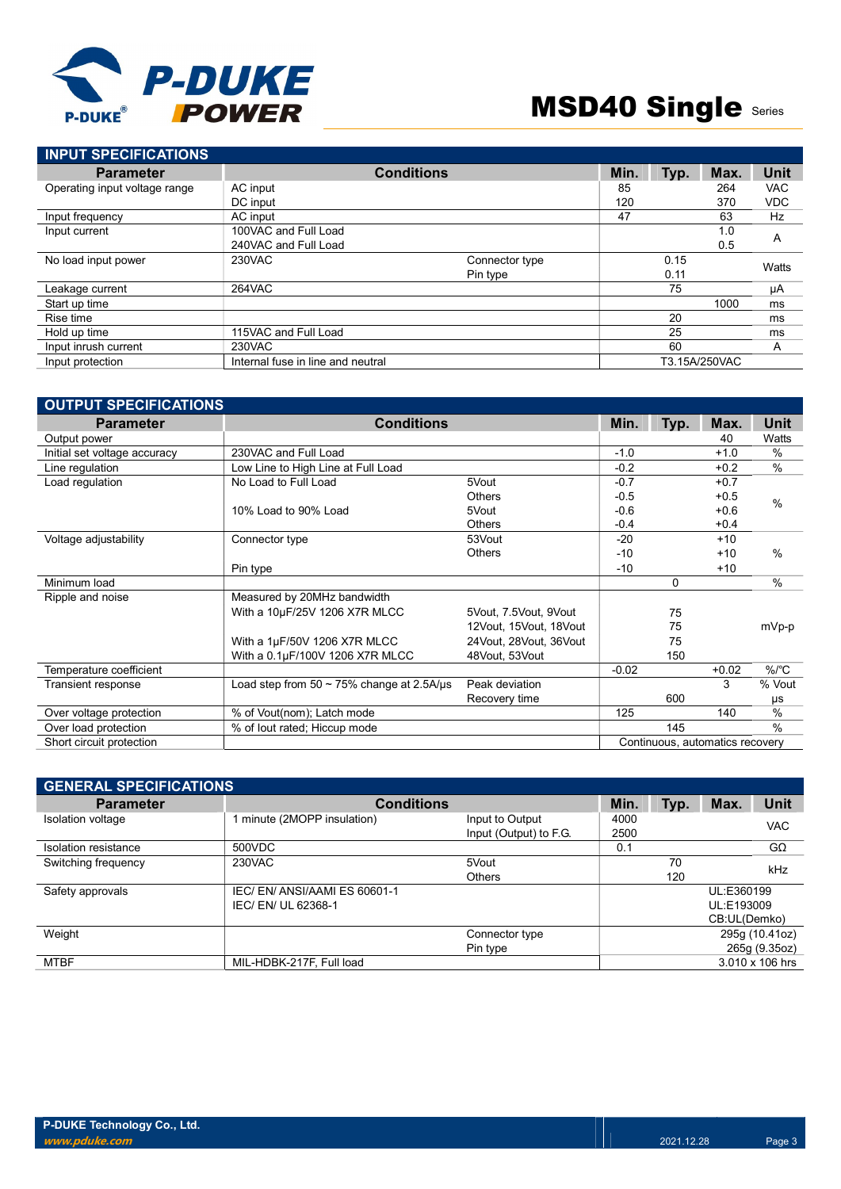# MSD40 Single Series

## INPUT SPECIFICATIONS

| Parameter | Conditions | | Min. | Typ. | Max. | Unit |
|---|---|---|---|---|---|---|
| Operating input voltage range | AC input | | 85 | | 264 | VAC |
| | DC input | | 120 | | 370 | VDC |
| Input frequency | AC input | | 47 | | 63 | Hz |
| Input current | 100VAC and Full Load | | | | 1.0 | A |
| | 240VAC and Full Load | | | | 0.5 | |
| No load input power | 230VAC | Connector type | | 0.15 | | Watts |
| | | Pin type | | 0.11 | | |
| Leakage current | 264VAC | | | 75 | | μA |
| Start up time | | | | | 1000 | ms |
| Rise time | | | | 20 | | ms |
| Hold up time | 115VAC and Full Load | | | 25 | | ms |
| Input inrush current | 230VAC | | | 60 | | A |
| Input protection | Internal fuse in line and neutral | | T3.15A/250VAC | | | |

## OUTPUT SPECIFICATIONS

| Parameter | Conditions | | Min. | Typ. | Max. | Unit |
|---|---|---|---|---|---|---|
| Output power | | | | | 40 | Watts |
| Initial set voltage accuracy | 230VAC and Full Load | | -1.0 | | +1.0 | % |
| Line regulation | Low Line to High Line at Full Load | | -0.2 | | +0.2 | % |
| Load regulation | No Load to Full Load | 5Vout | -0.7 | | +0.7 | % |
| | | Others | -0.5 | | +0.5 | |
| | 10% Load to 90% Load | 5Vout | -0.6 | | +0.6 | |
| | | Others | -0.4 | | +0.4 | |
| Voltage adjustability | Connector type | 53Vout | -20 | | +10 | % |
| | | Others | -10 | | +10 | |
| | Pin type | | -10 | | +10 | |
| Minimum load | | | | 0 | | % |
| Ripple and noise | Measured by 20MHz bandwidth | | | | | mVp-p |
| | With a 10μF/25V 1206 X7R MLCC | 5Vout, 7.5Vout, 9Vout | | 75 | | |
| | | 12Vout, 15Vout, 18Vout | | 75 | | |
| | With a 1μF/50V 1206 X7R MLCC | 24Vout, 28Vout, 36Vout | | 75 | | |
| | With a 0.1μF/100V 1206 X7R MLCC | 48Vout, 53Vout | | 150 | | |
| Temperature coefficient | | | -0.02 | | +0.02 | %/°C |
| Transient response | Load step from 50 ~ 75% change at 2.5A/μs | Peak deviation | | | 3 | % Vout |
| | | Recovery time | | 600 | | μs |
| Over voltage protection | % of Vout(nom); Latch mode | | 125 | | 140 | % |
| Over load protection | % of Iout rated; Hiccup mode | | | 145 | | % |
| Short circuit protection | | | Continuous, automatics recovery | | | |

## GENERAL SPECIFICATIONS

| Parameter | Conditions | | Min. | Typ. | Max. | Unit |
|---|---|---|---|---|---|---|
| Isolation voltage | 1 minute (2MOPP insulation) | Input to Output | 4000 | | | VAC |
| | | Input (Output) to F.G. | 2500 | | | |
| Isolation resistance | 500VDC | | 0.1 | | | GΩ |
| Switching frequency | 230VAC | 5Vout | | 70 | | kHz |
| | | Others | | 120 | | |
| Safety approvals | IEC/ EN/ ANSI/AAMI ES 60601-1 | | | | UL:E360199 | |
| | IEC/ EN/ UL 62368-1 | | | | UL:E193009 | |
| | | | | | CB:UL(Demko) | |
| Weight | | Connector type | | | 295g (10.41oz) | |
| | | Pin type | | | 265g (9.35oz) | |
| MTBF | MIL-HDBK-217F, Full load | | | | 3.010 x 106 hrs | |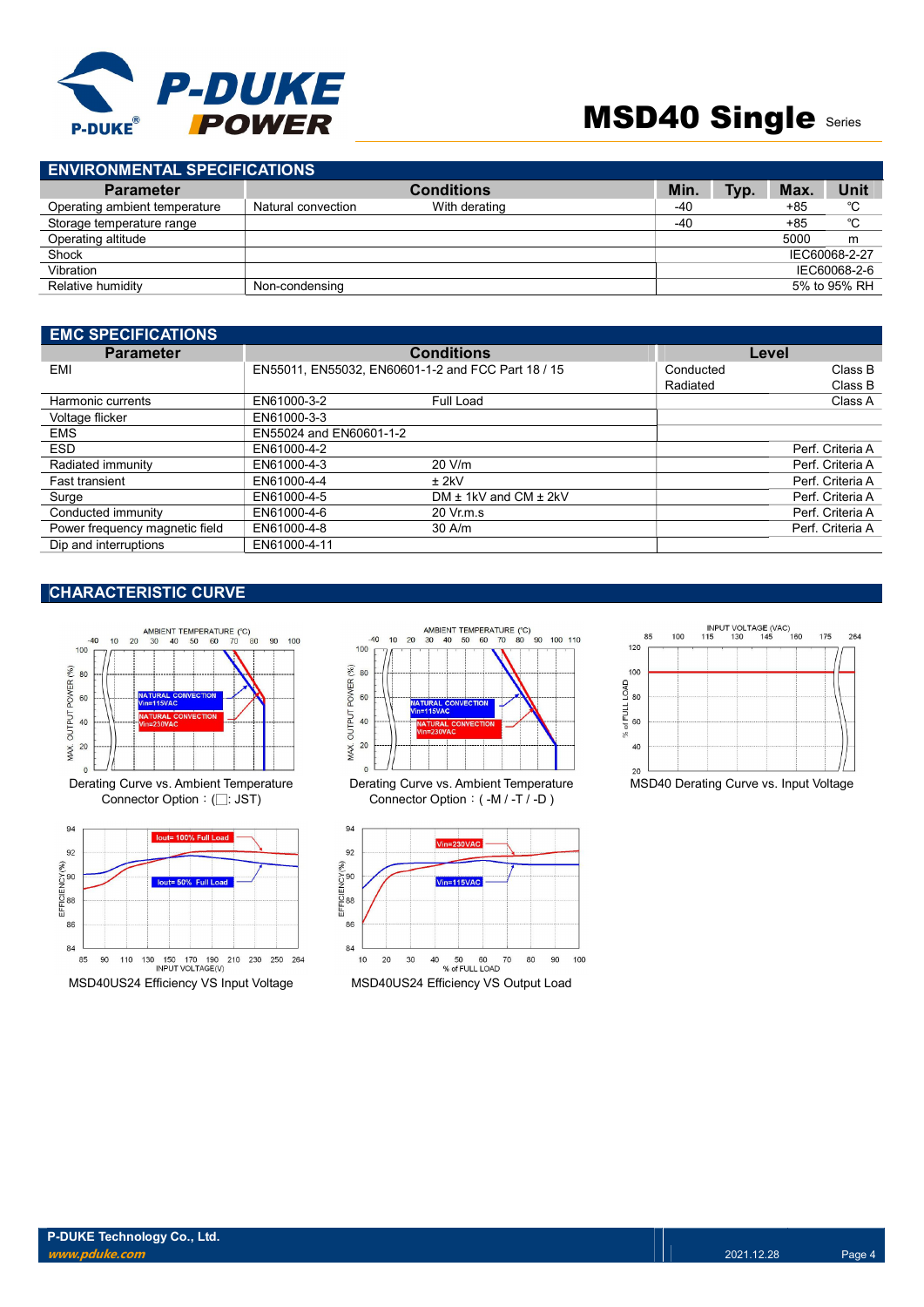## ENVIRONMENTAL SPECIFICATIONS

| Parameter | Conditions | | Min. | Typ. | Max. | Unit |
|---|---|---|---|---|---|---|
| Operating ambient temperature | Natural convection | With derating | -40 | | +85 | ℃ |
| Storage temperature range | | | -40 | | +85 | ℃ |
| Operating altitude | | | | | 5000 | m |
| Shock | | | | | | IEC60068-2-27 |
| Vibration | | | | | | IEC60068-2-6 |
| Relative humidity | Non-condensing | | | | | 5% to 95% RH |

## EMC SPECIFICATIONS

| Parameter | Conditions | | Level | |
|---|---|---|---|---|
| EMI | EN55011, EN55032, EN60601-1-2 and FCC Part 18 / 15 | | Conducted | Class B |
| | | | Radiated | Class B |
| Harmonic currents | EN61000-3-2 | Full Load | | Class A |
| Voltage flicker | EN61000-3-3 | | | |
| EMS | EN55024 and EN60601-1-2 | | | |
| ESD | EN61000-4-2 | | | Perf. Criteria A |
| Radiated immunity | EN61000-4-3 | 20 V/m | | Perf. Criteria A |
| Fast transient | EN61000-4-4 | ± 2kV | | Perf. Criteria A |
| Surge | EN61000-4-5 | DM ± 1kV and CM ± 2kV | | Perf. Criteria A |
| Conducted immunity | EN61000-4-6 | 20 Vr.m.s | | Perf. Criteria A |
| Power frequency magnetic field | EN61000-4-8 | 30 A/m | | Perf. Criteria A |
| Dip and interruptions | EN61000-4-11 | | | |

## CHARACTERISTIC CURVE

Derating Curve vs. Ambient Temperature
Connector Option：(□: JST)

Derating Curve vs. Ambient Temperature
Connector Option：( -M / -T / -D )

MSD40 Derating Curve vs. Input Voltage

MSD40US24 Efficiency VS Input Voltage

MSD40US24 Efficiency VS Output Load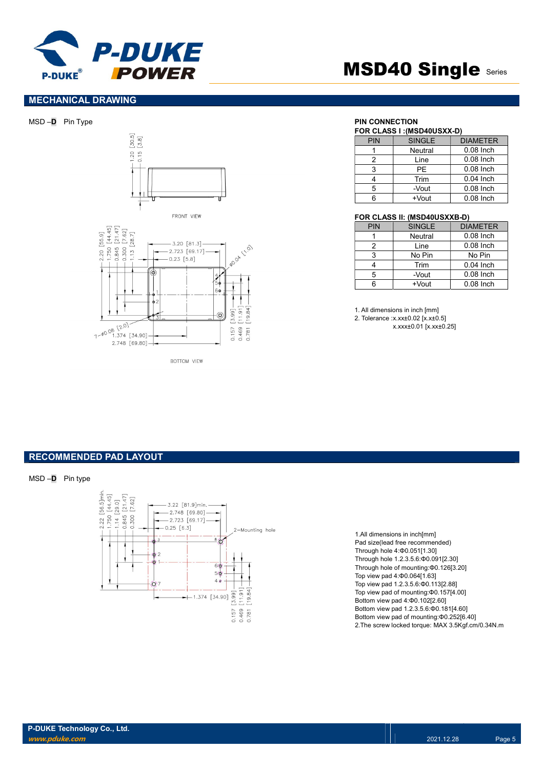## MECHANICAL DRAWING

MSD –**D** Pin Type

FRONT VIEW

BOTTOM VIEW

**PIN CONNECTION**
**FOR CLASS I :(MSD40USXX-D)**

| PIN | SINGLE | DIAMETER |
|---|---|---|
| 1 | Neutral | 0.08 Inch |
| 2 | Line | 0.08 Inch |
| 3 | PE | 0.08 Inch |
| 4 | Trim | 0.04 Inch |
| 5 | -Vout | 0.08 Inch |
| 6 | +Vout | 0.08 Inch |

**FOR CLASS II: (MSD40USXXB-D)**

| PIN | SINGLE | DIAMETER |
|---|---|---|
| 1 | Neutral | 0.08 Inch |
| 2 | Line | 0.08 Inch |
| 3 | No Pin | No Pin |
| 4 | Trim | 0.04 Inch |
| 5 | -Vout | 0.08 Inch |
| 6 | +Vout | 0.08 Inch |

1. All dimensions in inch [mm]
2. Tolerance :x.xx±0.02 [x.x±0.5]
   x.xxx±0.01 [x.xx±0.25]

## RECOMMENDED PAD LAYOUT

MSD –**D** Pin type

1.All dimensions in inch[mm]
Pad size(lead free recommended)
Through hole 4:Φ0.051[1.30]
Through hole 1.2.3.5.6:Φ0.091[2.30]
Through hole of mounting:Φ0.126[3.20]
Top view pad 4:Φ0.064[1.63]
Top view pad 1.2.3.5.6:Φ0.113[2.88]
Top view pad of mounting:Φ0.157[4.00]
Bottom view pad 4:Φ0.102[2.60]
Bottom view pad 1.2.3.5.6:Φ0.181[4.60]
Bottom view pad of mounting:Φ0.252[6.40]
2.The screw locked torque: MAX 3.5Kgf.cm/0.34N.m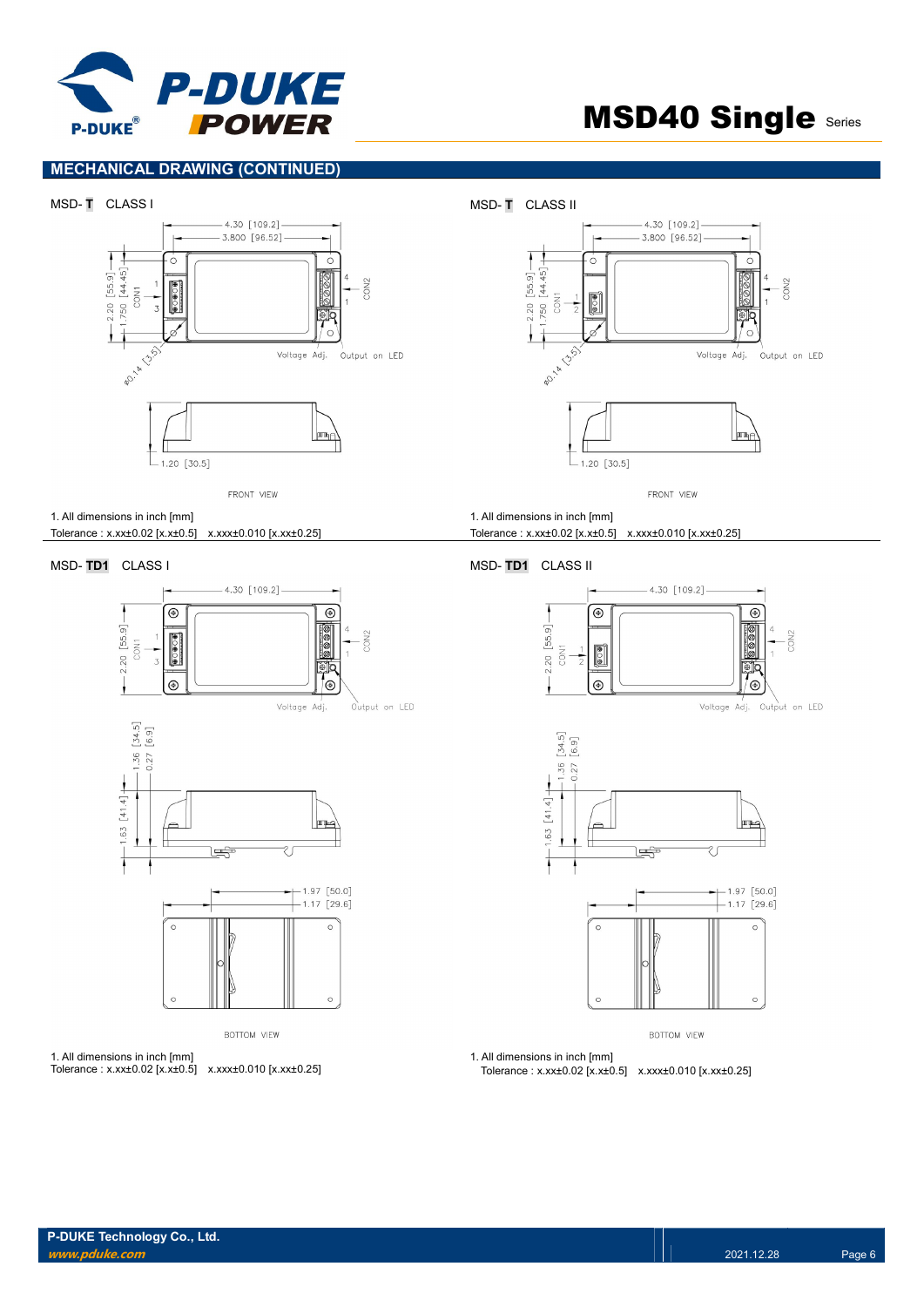## MECHANICAL DRAWING (CONTINUED)

MSD- **T** CLASS I

4.30 [109.2]
3.800 [96.52]
2.20 [55.9]
1.750 [44.45]
CON1
1
3
4
1
CON2
Ø0.14 [3.5]
Voltage Adj.
Output on LED
1.20 [30.5]
FRONT VIEW

1. All dimensions in inch [mm]
Tolerance : x.xx±0.02 [x.x±0.5] x.xxx±0.010 [x.xx±0.25]

MSD- **T** CLASS II

4.30 [109.2]
3.800 [96.52]
2.20 [55.9]
1.750 [44.45]
CON1
1
2
4
1
CON2
Ø0.14 [3.5]
Voltage Adj.
Output on LED
1.20 [30.5]
FRONT VIEW

1. All dimensions in inch [mm]
Tolerance : x.xx±0.02 [x.x±0.5] x.xxx±0.010 [x.xx±0.25]

MSD- **TD1** CLASS I

4.30 [109.2]
2.20 [55.9]
CON1
1
3
4
1
CON2
Voltage Adj.
Output on LED
1.36 [34.5]
0.27 [6.9]
1.63 [41.4]
1.97 [50.0]
1.17 [29.6]
BOTTOM VIEW

1. All dimensions in inch [mm]
Tolerance : x.xx±0.02 [x.x±0.5] x.xxx±0.010 [x.xx±0.25]

MSD- **TD1** CLASS II

4.30 [109.2]
2.20 [55.9]
CON1
1
2
4
1
CON2
Voltage Adj.
Output on LED
1.36 [34.5]
0.27 [6.9]
1.63 [41.4]
1.97 [50.0]
1.17 [29.6]
BOTTOM VIEW

1. All dimensions in inch [mm]
Tolerance : x.xx±0.02 [x.x±0.5] x.xxx±0.010 [x.xx±0.25]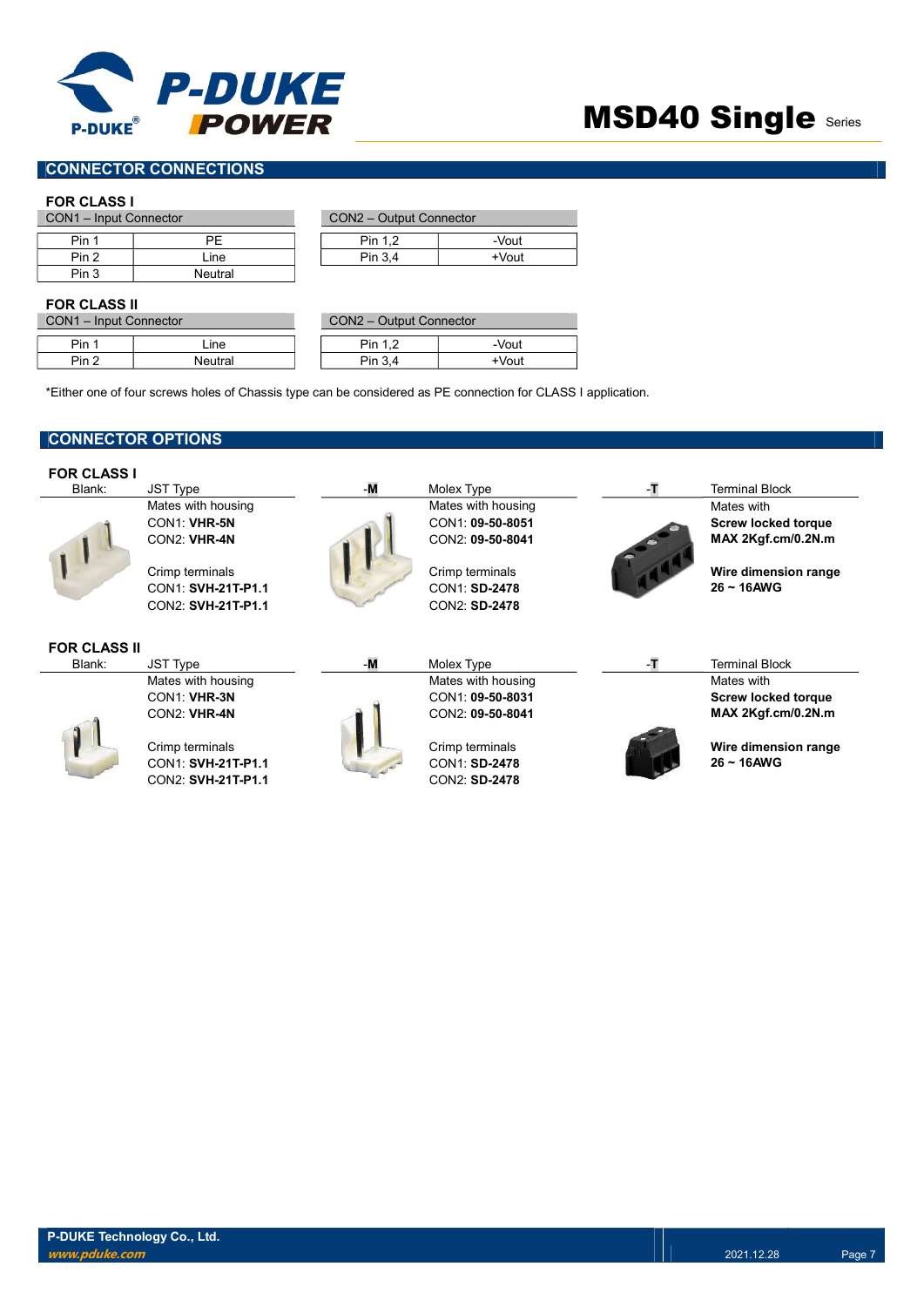## CONNECTOR CONNECTIONS

### FOR CLASS I

| CON1 – Input Connector | |
|---|---|
| Pin 1 | PE |
| Pin 2 | Line |
| Pin 3 | Neutral |

| CON2 – Output Connector | |
|---|---|
| Pin 1,2 | -Vout |
| Pin 3,4 | +Vout |

### FOR CLASS II

| CON1 – Input Connector | |
|---|---|
| Pin 1 | Line |
| Pin 2 | Neutral |

| CON2 – Output Connector | |
|---|---|
| Pin 1,2 | -Vout |
| Pin 3,4 | +Vout |

*Either one of four screws holes of Chassis type can be considered as PE connection for CLASS I application.

## CONNECTOR OPTIONS

### FOR CLASS I

**Blank:** JST Type
Mates with housing
CON1: **VHR-5N**
CON2: **VHR-4N**

Crimp terminals
CON1: **SVH-21T-P1.1**
CON2: **SVH-21T-P1.1**

**-M** Molex Type
Mates with housing
CON1: **09-50-8051**
CON2: **09-50-8041**

Crimp terminals
CON1: **SD-2478**
CON2: **SD-2478**

**-T** Terminal Block
Mates with
**Screw locked torque**
**MAX 2Kgf.cm/0.2N.m**

**Wire dimension range**
**26 ~ 16AWG**

### FOR CLASS II

**Blank:** JST Type
Mates with housing
CON1: **VHR-3N**
CON2: **VHR-4N**

Crimp terminals
CON1: **SVH-21T-P1.1**
CON2: **SVH-21T-P1.1**

**-M** Molex Type
Mates with housing
CON1: **09-50-8031**
CON2: **09-50-8041**

Crimp terminals
CON1: **SD-2478**
CON2: **SD-2478**

**-T** Terminal Block
Mates with
**Screw locked torque**
**MAX 2Kgf.cm/0.2N.m**

**Wire dimension range**
**26 ~ 16AWG**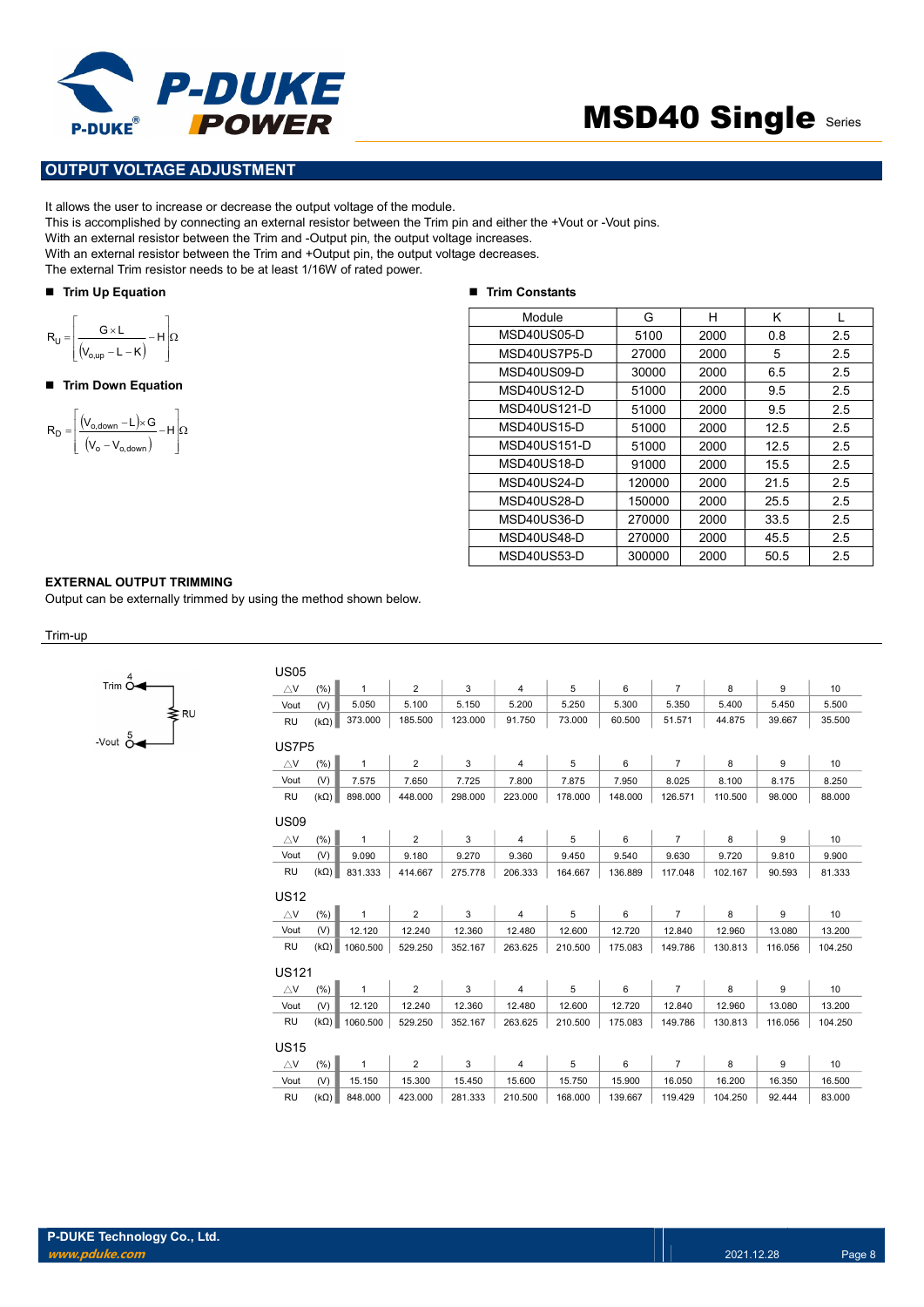## OUTPUT VOLTAGE ADJUSTMENT

It allows the user to increase or decrease the output voltage of the module.
This is accomplished by connecting an external resistor between the Trim pin and either the +Vout or -Vout pins.
With an external resistor between the Trim and -Output pin, the output voltage increases.
With an external resistor between the Trim and +Output pin, the output voltage decreases.
The external Trim resistor needs to be at least 1/16W of rated power.

- **Trim Up Equation**

$$R_U = \left[ \frac{G \times L}{(V_{o,up} - L - K)} - H \right] \Omega$$

- **Trim Down Equation**

$$R_D = \left[ \frac{(V_{o,down} - L) \times G}{(V_o - V_{o,down})} - H \right] \Omega$$

- **Trim Constants**

| Module | G | H | K | L |
|---|---|---|---|---|
| MSD40US05-D | 5100 | 2000 | 0.8 | 2.5 |
| MSD40US7P5-D | 27000 | 2000 | 5 | 2.5 |
| MSD40US09-D | 30000 | 2000 | 6.5 | 2.5 |
| MSD40US12-D | 51000 | 2000 | 9.5 | 2.5 |
| MSD40US121-D | 51000 | 2000 | 9.5 | 2.5 |
| MSD40US15-D | 51000 | 2000 | 12.5 | 2.5 |
| MSD40US151-D | 51000 | 2000 | 12.5 | 2.5 |
| MSD40US18-D | 91000 | 2000 | 15.5 | 2.5 |
| MSD40US24-D | 120000 | 2000 | 21.5 | 2.5 |
| MSD40US28-D | 150000 | 2000 | 25.5 | 2.5 |
| MSD40US36-D | 270000 | 2000 | 33.5 | 2.5 |
| MSD40US48-D | 270000 | 2000 | 45.5 | 2.5 |
| MSD40US53-D | 300000 | 2000 | 50.5 | 2.5 |

**EXTERNAL OUTPUT TRIMMING**
Output can be externally trimmed by using the method shown below.

Trim-up

Trim 4 — RU — -Vout 5

US05

| △V (%) | 1 | 2 | 3 | 4 | 5 | 6 | 7 | 8 | 9 | 10 |
|---|---|---|---|---|---|---|---|---|---|---|
| Vout (V) | 5.050 | 5.100 | 5.150 | 5.200 | 5.250 | 5.300 | 5.350 | 5.400 | 5.450 | 5.500 |
| RU (kΩ) | 373.000 | 185.500 | 123.000 | 91.750 | 73.000 | 60.500 | 51.571 | 44.875 | 39.667 | 35.500 |

US7P5

| △V (%) | 1 | 2 | 3 | 4 | 5 | 6 | 7 | 8 | 9 | 10 |
|---|---|---|---|---|---|---|---|---|---|---|
| Vout (V) | 7.575 | 7.650 | 7.725 | 7.800 | 7.875 | 7.950 | 8.025 | 8.100 | 8.175 | 8.250 |
| RU (kΩ) | 898.000 | 448.000 | 298.000 | 223.000 | 178.000 | 148.000 | 126.571 | 110.500 | 98.000 | 88.000 |

US09

| △V (%) | 1 | 2 | 3 | 4 | 5 | 6 | 7 | 8 | 9 | 10 |
|---|---|---|---|---|---|---|---|---|---|---|
| Vout (V) | 9.090 | 9.180 | 9.270 | 9.360 | 9.450 | 9.540 | 9.630 | 9.720 | 9.810 | 9.900 |
| RU (kΩ) | 831.333 | 414.667 | 275.778 | 206.333 | 164.667 | 136.889 | 117.048 | 102.167 | 90.593 | 81.333 |

US12

| △V (%) | 1 | 2 | 3 | 4 | 5 | 6 | 7 | 8 | 9 | 10 |
|---|---|---|---|---|---|---|---|---|---|---|
| Vout (V) | 12.120 | 12.240 | 12.360 | 12.480 | 12.600 | 12.720 | 12.840 | 12.960 | 13.080 | 13.200 |
| RU (kΩ) | 1060.500 | 529.250 | 352.167 | 263.625 | 210.500 | 175.083 | 149.786 | 130.813 | 116.056 | 104.250 |

US121

| △V (%) | 1 | 2 | 3 | 4 | 5 | 6 | 7 | 8 | 9 | 10 |
|---|---|---|---|---|---|---|---|---|---|---|
| Vout (V) | 12.120 | 12.240 | 12.360 | 12.480 | 12.600 | 12.720 | 12.840 | 12.960 | 13.080 | 13.200 |
| RU (kΩ) | 1060.500 | 529.250 | 352.167 | 263.625 | 210.500 | 175.083 | 149.786 | 130.813 | 116.056 | 104.250 |

US15

| △V (%) | 1 | 2 | 3 | 4 | 5 | 6 | 7 | 8 | 9 | 10 |
|---|---|---|---|---|---|---|---|---|---|---|
| Vout (V) | 15.150 | 15.300 | 15.450 | 15.600 | 15.750 | 15.900 | 16.050 | 16.200 | 16.350 | 16.500 |
| RU (kΩ) | 848.000 | 423.000 | 281.333 | 210.500 | 168.000 | 139.667 | 119.429 | 104.250 | 92.444 | 83.000 |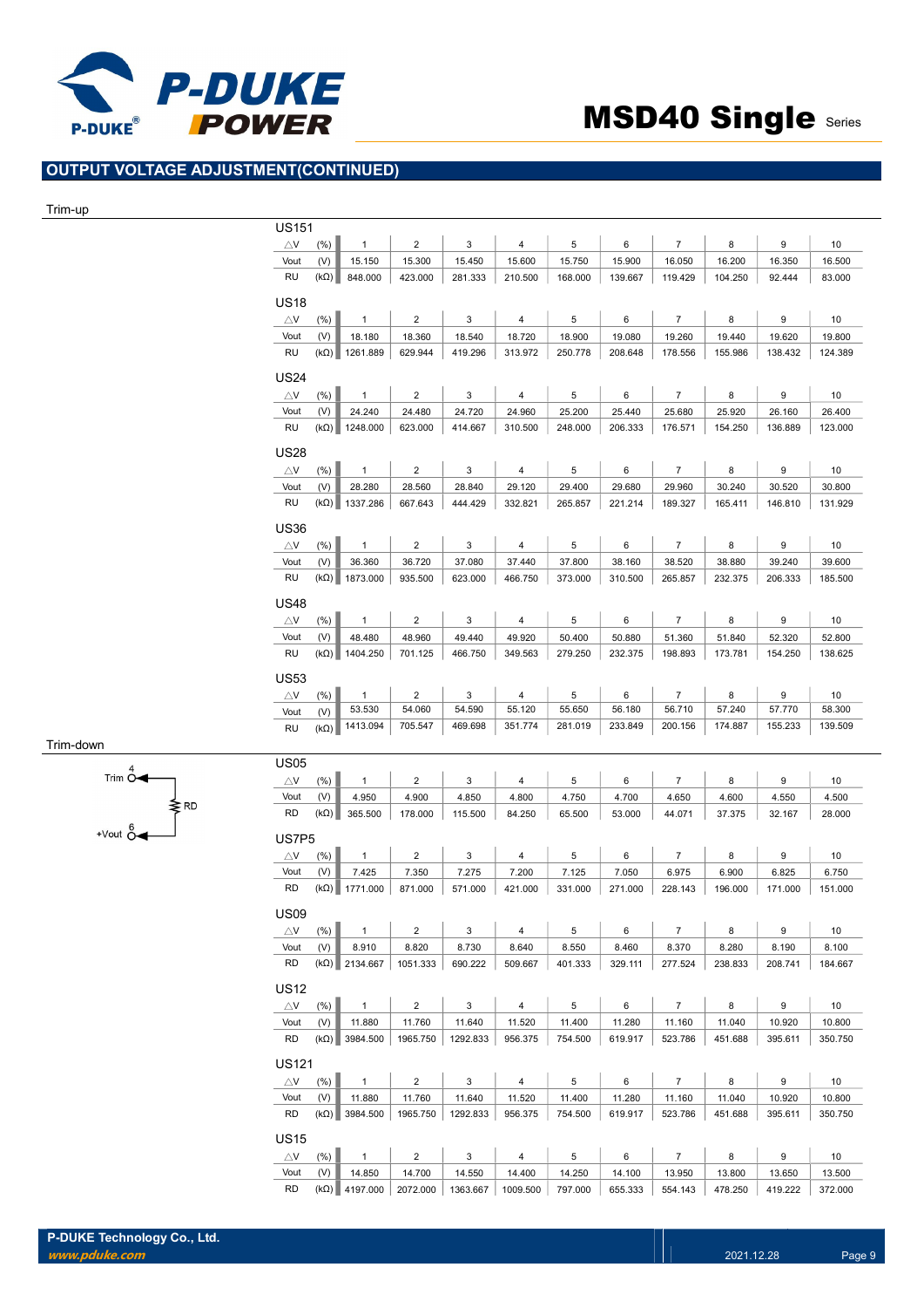## OUTPUT VOLTAGE ADJUSTMENT(CONTINUED)

Trim-up

US151

| △V (%) | 1 | 2 | 3 | 4 | 5 | 6 | 7 | 8 | 9 | 10 |
|---|---|---|---|---|---|---|---|---|---|---|
| Vout (V) | 15.150 | 15.300 | 15.450 | 15.600 | 15.750 | 15.900 | 16.050 | 16.200 | 16.350 | 16.500 |
| RU (kΩ) | 848.000 | 423.000 | 281.333 | 210.500 | 168.000 | 139.667 | 119.429 | 104.250 | 92.444 | 83.000 |

US18

| △V (%) | 1 | 2 | 3 | 4 | 5 | 6 | 7 | 8 | 9 | 10 |
|---|---|---|---|---|---|---|---|---|---|---|
| Vout (V) | 18.180 | 18.360 | 18.540 | 18.720 | 18.900 | 19.080 | 19.260 | 19.440 | 19.620 | 19.800 |
| RU (kΩ) | 1261.889 | 629.944 | 419.296 | 313.972 | 250.778 | 208.648 | 178.556 | 155.986 | 138.432 | 124.389 |

US24

| △V (%) | 1 | 2 | 3 | 4 | 5 | 6 | 7 | 8 | 9 | 10 |
|---|---|---|---|---|---|---|---|---|---|---|
| Vout (V) | 24.240 | 24.480 | 24.720 | 24.960 | 25.200 | 25.440 | 25.680 | 25.920 | 26.160 | 26.400 |
| RU (kΩ) | 1248.000 | 623.000 | 414.667 | 310.500 | 248.000 | 206.333 | 176.571 | 154.250 | 136.889 | 123.000 |

US28

| △V (%) | 1 | 2 | 3 | 4 | 5 | 6 | 7 | 8 | 9 | 10 |
|---|---|---|---|---|---|---|---|---|---|---|
| Vout (V) | 28.280 | 28.560 | 28.840 | 29.120 | 29.400 | 29.680 | 29.960 | 30.240 | 30.520 | 30.800 |
| RU (kΩ) | 1337.286 | 667.643 | 444.429 | 332.821 | 265.857 | 221.214 | 189.327 | 165.411 | 146.810 | 131.929 |

US36

| △V (%) | 1 | 2 | 3 | 4 | 5 | 6 | 7 | 8 | 9 | 10 |
|---|---|---|---|---|---|---|---|---|---|---|
| Vout (V) | 36.360 | 36.720 | 37.080 | 37.440 | 37.800 | 38.160 | 38.520 | 38.880 | 39.240 | 39.600 |
| RU (kΩ) | 1873.000 | 935.500 | 623.000 | 466.750 | 373.000 | 310.500 | 265.857 | 232.375 | 206.333 | 185.500 |

US48

| △V (%) | 1 | 2 | 3 | 4 | 5 | 6 | 7 | 8 | 9 | 10 |
|---|---|---|---|---|---|---|---|---|---|---|
| Vout (V) | 48.480 | 48.960 | 49.440 | 49.920 | 50.400 | 50.880 | 51.360 | 51.840 | 52.320 | 52.800 |
| RU (kΩ) | 1404.250 | 701.125 | 466.750 | 349.563 | 279.250 | 232.375 | 198.893 | 173.781 | 154.250 | 138.625 |

US53

| △V (%) | 1 | 2 | 3 | 4 | 5 | 6 | 7 | 8 | 9 | 10 |
|---|---|---|---|---|---|---|---|---|---|---|
| Vout (V) | 53.530 | 54.060 | 54.590 | 55.120 | 55.650 | 56.180 | 56.710 | 57.240 | 57.770 | 58.300 |
| RU (kΩ) | 1413.094 | 705.547 | 469.698 | 351.774 | 281.019 | 233.849 | 200.156 | 174.887 | 155.233 | 139.509 |

Trim-down

Trim 4 — RD — +Vout 6

US05

| △V (%) | 1 | 2 | 3 | 4 | 5 | 6 | 7 | 8 | 9 | 10 |
|---|---|---|---|---|---|---|---|---|---|---|
| Vout (V) | 4.950 | 4.900 | 4.850 | 4.800 | 4.750 | 4.700 | 4.650 | 4.600 | 4.550 | 4.500 |
| RD (kΩ) | 365.500 | 178.000 | 115.500 | 84.250 | 65.500 | 53.000 | 44.071 | 37.375 | 32.167 | 28.000 |

US7P5

| △V (%) | 1 | 2 | 3 | 4 | 5 | 6 | 7 | 8 | 9 | 10 |
|---|---|---|---|---|---|---|---|---|---|---|
| Vout (V) | 7.425 | 7.350 | 7.275 | 7.200 | 7.125 | 7.050 | 6.975 | 6.900 | 6.825 | 6.750 |
| RD (kΩ) | 1771.000 | 871.000 | 571.000 | 421.000 | 331.000 | 271.000 | 228.143 | 196.000 | 171.000 | 151.000 |

US09

| △V (%) | 1 | 2 | 3 | 4 | 5 | 6 | 7 | 8 | 9 | 10 |
|---|---|---|---|---|---|---|---|---|---|---|
| Vout (V) | 8.910 | 8.820 | 8.730 | 8.640 | 8.550 | 8.460 | 8.370 | 8.280 | 8.190 | 8.100 |
| RD (kΩ) | 2134.667 | 1051.333 | 690.222 | 509.667 | 401.333 | 329.111 | 277.524 | 238.833 | 208.741 | 184.667 |

US12

| △V (%) | 1 | 2 | 3 | 4 | 5 | 6 | 7 | 8 | 9 | 10 |
|---|---|---|---|---|---|---|---|---|---|---|
| Vout (V) | 11.880 | 11.760 | 11.640 | 11.520 | 11.400 | 11.280 | 11.160 | 11.040 | 10.920 | 10.800 |
| RD (kΩ) | 3984.500 | 1965.750 | 1292.833 | 956.375 | 754.500 | 619.917 | 523.786 | 451.688 | 395.611 | 350.750 |

US121

| △V (%) | 1 | 2 | 3 | 4 | 5 | 6 | 7 | 8 | 9 | 10 |
|---|---|---|---|---|---|---|---|---|---|---|
| Vout (V) | 11.880 | 11.760 | 11.640 | 11.520 | 11.400 | 11.280 | 11.160 | 11.040 | 10.920 | 10.800 |
| RD (kΩ) | 3984.500 | 1965.750 | 1292.833 | 956.375 | 754.500 | 619.917 | 523.786 | 451.688 | 395.611 | 350.750 |

US15

| △V (%) | 1 | 2 | 3 | 4 | 5 | 6 | 7 | 8 | 9 | 10 |
|---|---|---|---|---|---|---|---|---|---|---|
| Vout (V) | 14.850 | 14.700 | 14.550 | 14.400 | 14.250 | 14.100 | 13.950 | 13.800 | 13.650 | 13.500 |
| RD (kΩ) | 4197.000 | 2072.000 | 1363.667 | 1009.500 | 797.000 | 655.333 | 554.143 | 478.250 | 419.222 | 372.000 |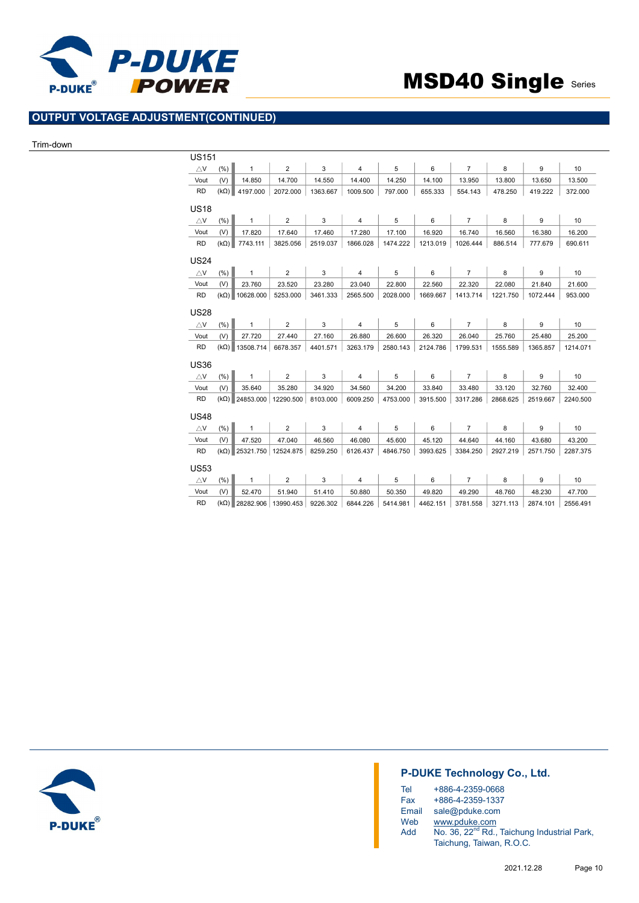## OUTPUT VOLTAGE ADJUSTMENT(CONTINUED)

Trim-down

US151

| △V | (%) | 1 | 2 | 3 | 4 | 5 | 6 | 7 | 8 | 9 | 10 |
|---|---|---|---|---|---|---|---|---|---|---|---|
| Vout | (V) | 14.850 | 14.700 | 14.550 | 14.400 | 14.250 | 14.100 | 13.950 | 13.800 | 13.650 | 13.500 |
| RD | (kΩ) | 4197.000 | 2072.000 | 1363.667 | 1009.500 | 797.000 | 655.333 | 554.143 | 478.250 | 419.222 | 372.000 |

US18

| △V | (%) | 1 | 2 | 3 | 4 | 5 | 6 | 7 | 8 | 9 | 10 |
|---|---|---|---|---|---|---|---|---|---|---|---|
| Vout | (V) | 17.820 | 17.640 | 17.460 | 17.280 | 17.100 | 16.920 | 16.740 | 16.560 | 16.380 | 16.200 |
| RD | (kΩ) | 7743.111 | 3825.056 | 2519.037 | 1866.028 | 1474.222 | 1213.019 | 1026.444 | 886.514 | 777.679 | 690.611 |

US24

| △V | (%) | 1 | 2 | 3 | 4 | 5 | 6 | 7 | 8 | 9 | 10 |
|---|---|---|---|---|---|---|---|---|---|---|---|
| Vout | (V) | 23.760 | 23.520 | 23.280 | 23.040 | 22.800 | 22.560 | 22.320 | 22.080 | 21.840 | 21.600 |
| RD | (kΩ) | 10628.000 | 5253.000 | 3461.333 | 2565.500 | 2028.000 | 1669.667 | 1413.714 | 1221.750 | 1072.444 | 953.000 |

US28

| △V | (%) | 1 | 2 | 3 | 4 | 5 | 6 | 7 | 8 | 9 | 10 |
|---|---|---|---|---|---|---|---|---|---|---|---|
| Vout | (V) | 27.720 | 27.440 | 27.160 | 26.880 | 26.600 | 26.320 | 26.040 | 25.760 | 25.480 | 25.200 |
| RD | (kΩ) | 13508.714 | 6678.357 | 4401.571 | 3263.179 | 2580.143 | 2124.786 | 1799.531 | 1555.589 | 1365.857 | 1214.071 |

US36

| △V | (%) | 1 | 2 | 3 | 4 | 5 | 6 | 7 | 8 | 9 | 10 |
|---|---|---|---|---|---|---|---|---|---|---|---|
| Vout | (V) | 35.640 | 35.280 | 34.920 | 34.560 | 34.200 | 33.840 | 33.480 | 33.120 | 32.760 | 32.400 |
| RD | (kΩ) | 24853.000 | 12290.500 | 8103.000 | 6009.250 | 4753.000 | 3915.500 | 3317.286 | 2868.625 | 2519.667 | 2240.500 |

US48

| △V | (%) | 1 | 2 | 3 | 4 | 5 | 6 | 7 | 8 | 9 | 10 |
|---|---|---|---|---|---|---|---|---|---|---|---|
| Vout | (V) | 47.520 | 47.040 | 46.560 | 46.080 | 45.600 | 45.120 | 44.640 | 44.160 | 43.680 | 43.200 |
| RD | (kΩ) | 25321.750 | 12524.875 | 8259.250 | 6126.437 | 4846.750 | 3993.625 | 3384.250 | 2927.219 | 2571.750 | 2287.375 |

US53

| △V | (%) | 1 | 2 | 3 | 4 | 5 | 6 | 7 | 8 | 9 | 10 |
|---|---|---|---|---|---|---|---|---|---|---|---|
| Vout | (V) | 52.470 | 51.940 | 51.410 | 50.880 | 50.350 | 49.820 | 49.290 | 48.760 | 48.230 | 47.700 |
| RD | (kΩ) | 28282.906 | 13990.453 | 9226.302 | 6844.226 | 5414.981 | 4462.151 | 3781.558 | 3271.113 | 2874.101 | 2556.491 |

**P-DUKE Technology Co., Ltd.**

Tel +886-4-2359-0668
Fax +886-4-2359-1337
Email sale@pduke.com
Web www.pduke.com
Add No. 36, 22nd Rd., Taichung Industrial Park, Taichung, Taiwan, R.O.C.

2021.12.28